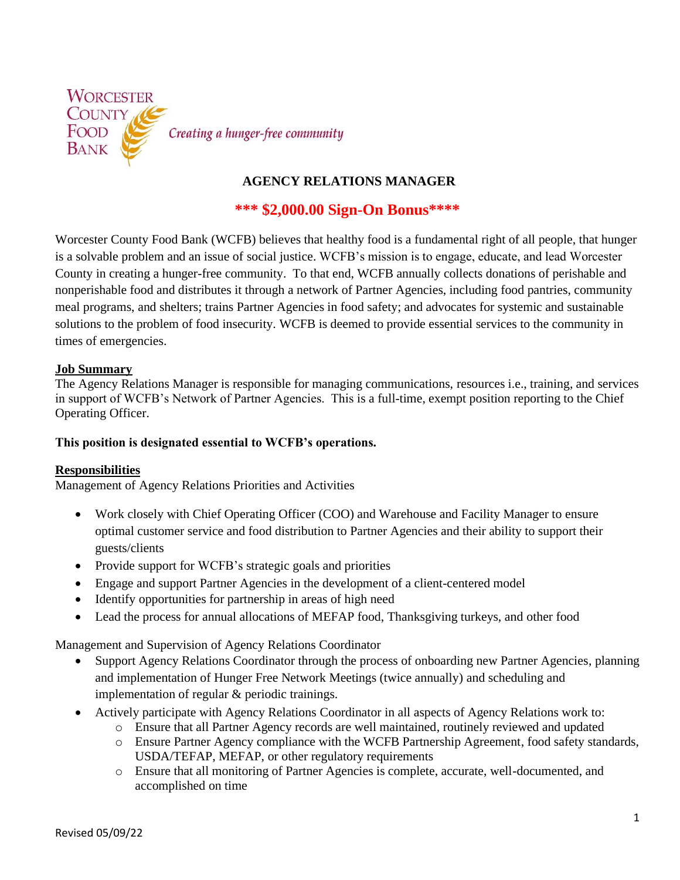Worcester County Food Bank

*Creating a hunger-free community*

# AGENCY RELATIONS MANAGER

## *** $2,000.00 Sign-On Bonus****

Worcester County Food Bank (WCFB) believes that healthy food is a fundamental right of all people, that hunger is a solvable problem and an issue of social justice. WCFB's mission is to engage, educate, and lead Worcester County in creating a hunger-free community. To that end, WCFB annually collects donations of perishable and nonperishable food and distributes it through a network of Partner Agencies, including food pantries, community meal programs, and shelters; trains Partner Agencies in food safety; and advocates for systemic and sustainable solutions to the problem of food insecurity. WCFB is deemed to provide essential services to the community in times of emergencies.

### Job Summary

The Agency Relations Manager is responsible for managing communications, resources i.e., training, and services in support of WCFB's Network of Partner Agencies. This is a full-time, exempt position reporting to the Chief Operating Officer.

**This position is designated essential to WCFB's operations.**

### Responsibilities

Management of Agency Relations Priorities and Activities

- Work closely with Chief Operating Officer (COO) and Warehouse and Facility Manager to ensure optimal customer service and food distribution to Partner Agencies and their ability to support their guests/clients
- Provide support for WCFB's strategic goals and priorities
- Engage and support Partner Agencies in the development of a client-centered model
- Identify opportunities for partnership in areas of high need
- Lead the process for annual allocations of MEFAP food, Thanksgiving turkeys, and other food

Management and Supervision of Agency Relations Coordinator

- Support Agency Relations Coordinator through the process of onboarding new Partner Agencies, planning and implementation of Hunger Free Network Meetings (twice annually) and scheduling and implementation of regular & periodic trainings.
- Actively participate with Agency Relations Coordinator in all aspects of Agency Relations work to:
  - Ensure that all Partner Agency records are well maintained, routinely reviewed and updated
  - Ensure Partner Agency compliance with the WCFB Partnership Agreement, food safety standards, USDA/TEFAP, MEFAP, or other regulatory requirements
  - Ensure that all monitoring of Partner Agencies is complete, accurate, well-documented, and accomplished on time

Revised 05/09/22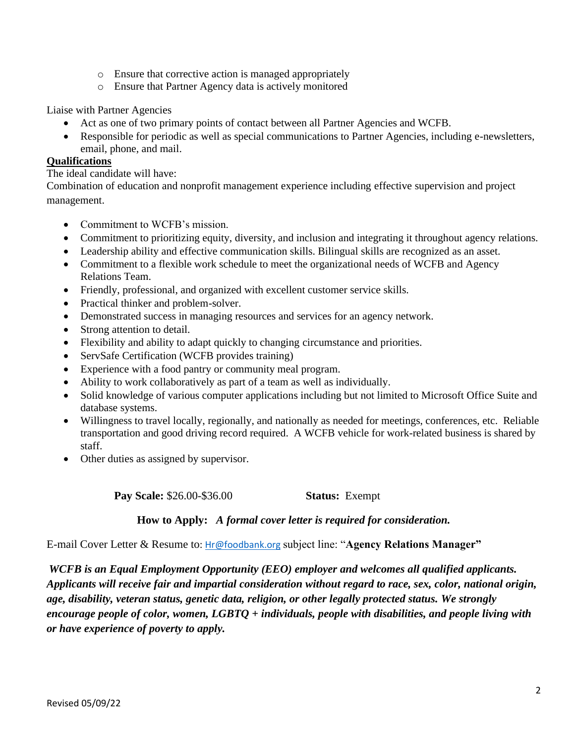- Ensure that corrective action is managed appropriately
- Ensure that Partner Agency data is actively monitored

Liaise with Partner Agencies

- Act as one of two primary points of contact between all Partner Agencies and WCFB.
- Responsible for periodic as well as special communications to Partner Agencies, including e-newsletters, email, phone, and mail.

**Qualifications**

The ideal candidate will have:

Combination of education and nonprofit management experience including effective supervision and project management.

- Commitment to WCFB's mission.
- Commitment to prioritizing equity, diversity, and inclusion and integrating it throughout agency relations.
- Leadership ability and effective communication skills. Bilingual skills are recognized as an asset.
- Commitment to a flexible work schedule to meet the organizational needs of WCFB and Agency Relations Team.
- Friendly, professional, and organized with excellent customer service skills.
- Practical thinker and problem-solver.
- Demonstrated success in managing resources and services for an agency network.
- Strong attention to detail.
- Flexibility and ability to adapt quickly to changing circumstance and priorities.
- ServSafe Certification (WCFB provides training)
- Experience with a food pantry or community meal program.
- Ability to work collaboratively as part of a team as well as individually.
- Solid knowledge of various computer applications including but not limited to Microsoft Office Suite and database systems.
- Willingness to travel locally, regionally, and nationally as needed for meetings, conferences, etc. Reliable transportation and good driving record required. A WCFB vehicle for work-related business is shared by staff.
- Other duties as assigned by supervisor.

**Pay Scale:** $26.00-$36.00 **Status:** Exempt

**How to Apply:** ***A formal cover letter is required for consideration.***

E-mail Cover Letter & Resume to: Hr@foodbank.org subject line: "**Agency Relations Manager"**

***WCFB is an Equal Employment Opportunity (EEO) employer and welcomes all qualified applicants. Applicants will receive fair and impartial consideration without regard to race, sex, color, national origin, age, disability, veteran status, genetic data, religion, or other legally protected status. We strongly encourage people of color, women, LGBTQ + individuals, people with disabilities, and people living with or have experience of poverty to apply.***

Revised 05/09/22